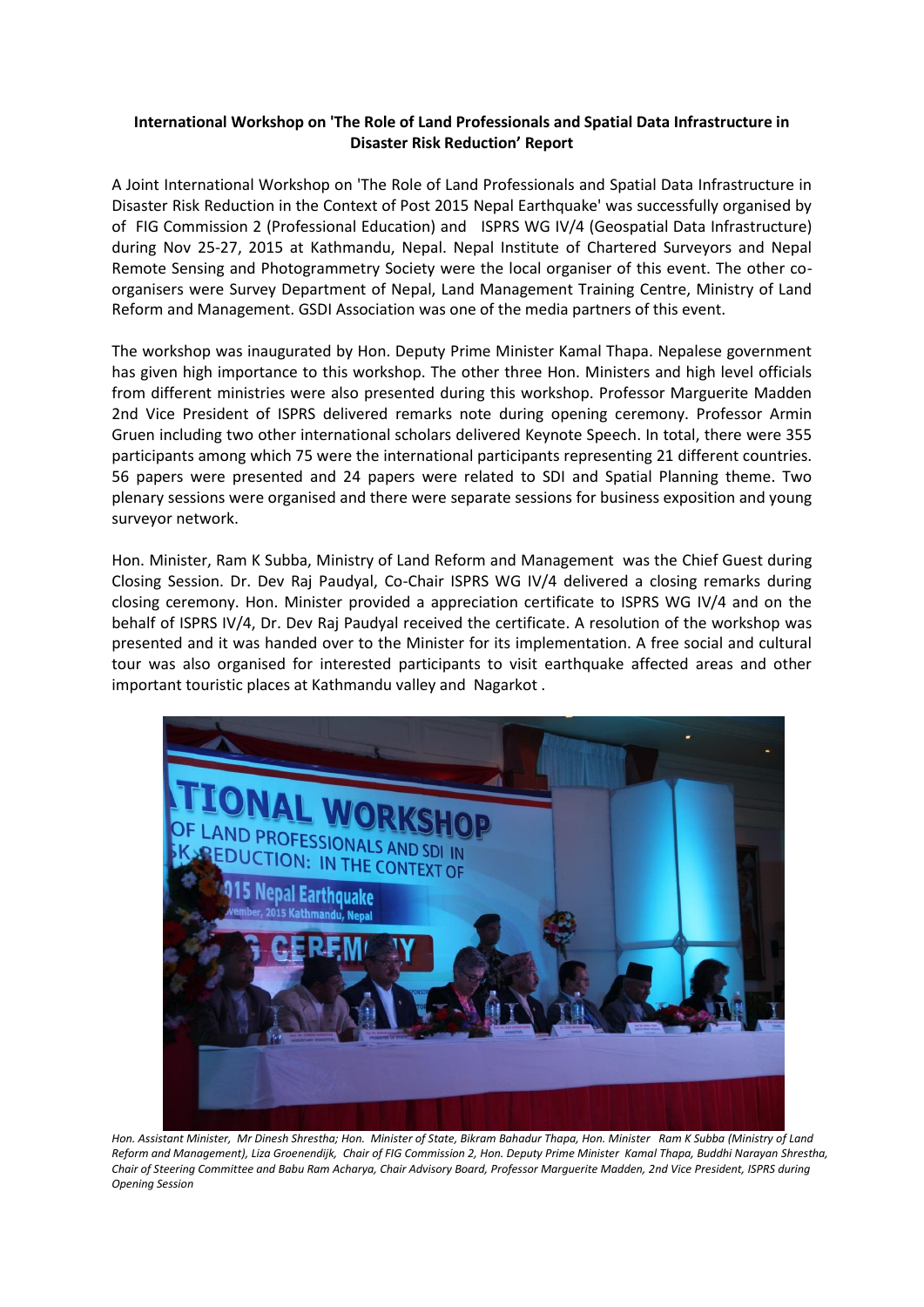**International Workshop on 'The Role of Land Professionals and Spatial Data Infrastructure in Disaster Risk Reduction' Report**

A Joint International Workshop on 'The Role of Land Professionals and Spatial Data Infrastructure in Disaster Risk Reduction in the Context of Post 2015 Nepal Earthquake' was successfully organised by of FIG Commission 2 (Professional Education) and ISPRS WG IV/4 (Geospatial Data Infrastructure) during Nov 25-27, 2015 at Kathmandu, Nepal. Nepal Institute of Chartered Surveyors and Nepal Remote Sensing and Photogrammetry Society were the local organiser of this event. The other co-organisers were Survey Department of Nepal, Land Management Training Centre, Ministry of Land Reform and Management. GSDI Association was one of the media partners of this event.

The workshop was inaugurated by Hon. Deputy Prime Minister Kamal Thapa. Nepalese government has given high importance to this workshop. The other three Hon. Ministers and high level officials from different ministries were also presented during this workshop. Professor Marguerite Madden 2nd Vice President of ISPRS delivered remarks note during opening ceremony. Professor Armin Gruen including two other international scholars delivered Keynote Speech. In total, there were 355 participants among which 75 were the international participants representing 21 different countries. 56 papers were presented and 24 papers were related to SDI and Spatial Planning theme. Two plenary sessions were organised and there were separate sessions for business exposition and young surveyor network.

Hon. Minister, Ram K Subba, Ministry of Land Reform and Management was the Chief Guest during Closing Session. Dr. Dev Raj Paudyal, Co-Chair ISPRS WG IV/4 delivered a closing remarks during closing ceremony. Hon. Minister provided a appreciation certificate to ISPRS WG IV/4 and on the behalf of ISPRS IV/4, Dr. Dev Raj Paudyal received the certificate. A resolution of the workshop was presented and it was handed over to the Minister for its implementation. A free social and cultural tour was also organised for interested participants to visit earthquake affected areas and other important touristic places at Kathmandu valley and Nagarkot .

*Hon. Assistant Minister, Mr Dinesh Shrestha; Hon. Minister of State, Bikram Bahadur Thapa, Hon. Minister Ram K Subba (Ministry of Land Reform and Management), Liza Groenendijk, Chair of FIG Commission 2, Hon. Deputy Prime Minister Kamal Thapa, Buddhi Narayan Shrestha, Chair of Steering Committee and Babu Ram Acharya, Chair Advisory Board, Professor Marguerite Madden, 2nd Vice President, ISPRS during Opening Session*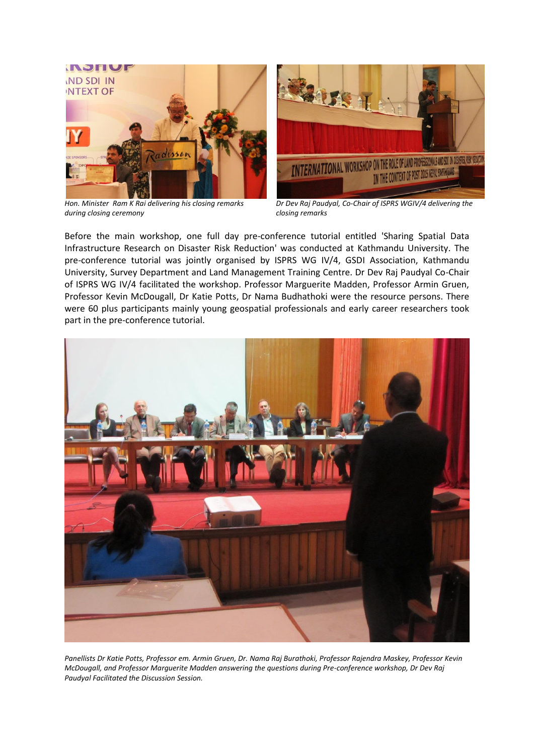*Hon. Minister Ram K Rai delivering his closing remarks during closing ceremony*

*Dr Dev Raj Paudyal, Co-Chair of ISPRS WGIV/4 delivering the closing remarks*

Before the main workshop, one full day pre-conference tutorial entitled 'Sharing Spatial Data Infrastructure Research on Disaster Risk Reduction' was conducted at Kathmandu University. The pre-conference tutorial was jointly organised by ISPRS WG IV/4, GSDI Association, Kathmandu University, Survey Department and Land Management Training Centre. Dr Dev Raj Paudyal Co-Chair of ISPRS WG IV/4 facilitated the workshop. Professor Marguerite Madden, Professor Armin Gruen, Professor Kevin McDougall, Dr Katie Potts, Dr Nama Budhathoki were the resource persons. There were 60 plus participants mainly young geospatial professionals and early career researchers took part in the pre-conference tutorial.

*Panellists Dr Katie Potts, Professor em. Armin Gruen, Dr. Nama Raj Burathoki, Professor Rajendra Maskey, Professor Kevin McDougall, and Professor Marguerite Madden answering the questions during Pre-conference workshop, Dr Dev Raj Paudyal Facilitated the Discussion Session.*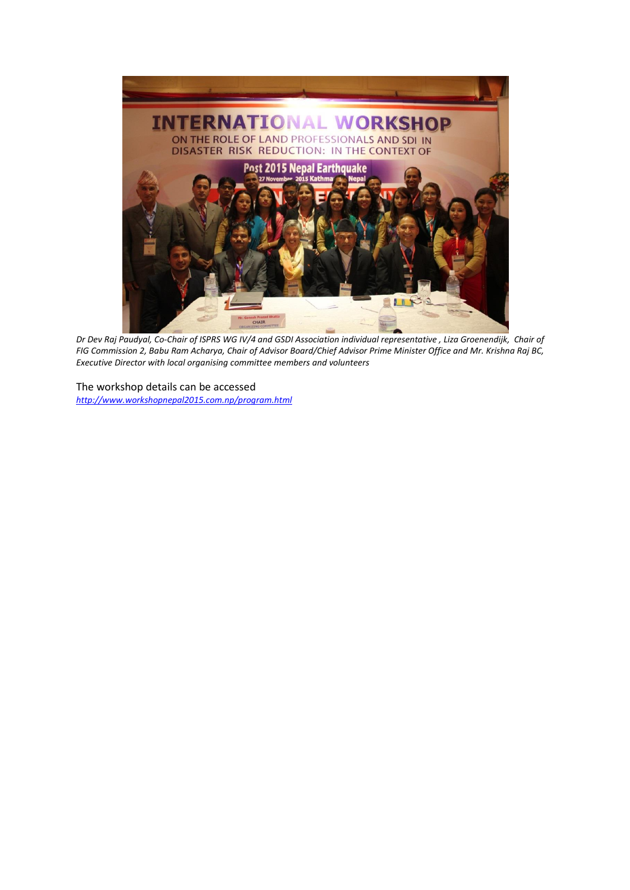*Dr Dev Raj Paudyal, Co-Chair of ISPRS WG IV/4 and GSDI Association individual representative , Liza Groenendijk, Chair of FIG Commission 2, Babu Ram Acharya, Chair of Advisor Board/Chief Advisor Prime Minister Office and Mr. Krishna Raj BC, Executive Director with local organising committee members and volunteers*

The workshop details can be accessed
*http://www.workshopnepal2015.com.np/program.html*